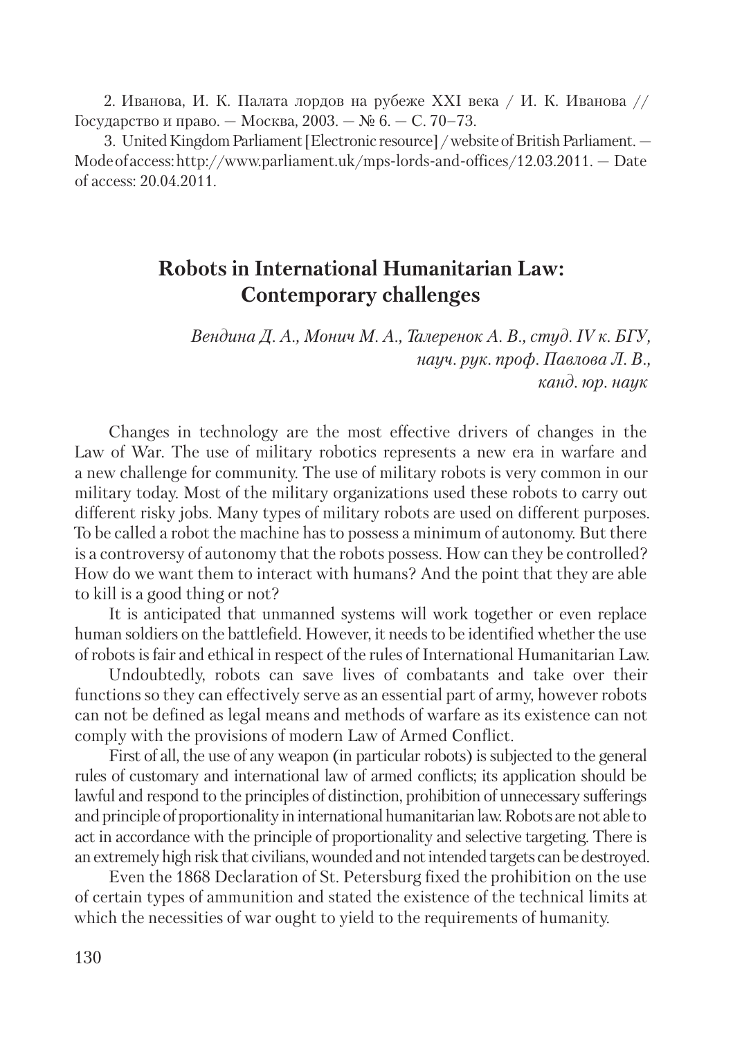2. Иванова, И. К. Палата лордов на рубеже XXI века / И. К. Иванова // Государство и право. — Москва, 2003. — № 6. — С. 70–73.

3. United Kingdom Parliament [Electronic resource] / website of British Parliament. — Mode of access: http://www.parliament.uk/mps-lords-and-offices/12.03.2011. — Date of access: 20.04.2011.

## Robots in International Humanitarian Law: Contemporary challenges

*Вендина Д. А., Монич М. А., Талеренок А. В., студ. IV к. БГУ,*
*науч. рук. проф. Павлова Л. В.,*
*канд. юр. наук*

Changes in technology are the most effective drivers of changes in the Law of War. The use of military robotics represents a new era in warfare and a new challenge for community. The use of military robots is very common in our military today. Most of the military organizations used these robots to carry out different risky jobs. Many types of military robots are used on different purposes. To be called a robot the machine has to possess a minimum of autonomy. But there is a controversy of autonomy that the robots possess. How can they be controlled? How do we want them to interact with humans? And the point that they are able to kill is a good thing or not?

It is anticipated that unmanned systems will work together or even replace human soldiers on the battlefield. However, it needs to be identified whether the use of robots is fair and ethical in respect of the rules of International Humanitarian Law.

Undoubtedly, robots can save lives of combatants and take over their functions so they can effectively serve as an essential part of army, however robots can not be defined as legal means and methods of warfare as its existence can not comply with the provisions of modern Law of Armed Conflict.

First of all, the use of any weapon (in particular robots) is subjected to the general rules of customary and international law of armed conflicts; its application should be lawful and respond to the principles of distinction, prohibition of unnecessary sufferings and principle of proportionality in international humanitarian law. Robots are not able to act in accordance with the principle of proportionality and selective targeting. There is an extremely high risk that civilians, wounded and not intended targets can be destroyed.

Even the 1868 Declaration of St. Petersburg fixed the prohibition on the use of certain types of ammunition and stated the existence of the technical limits at which the necessities of war ought to yield to the requirements of humanity.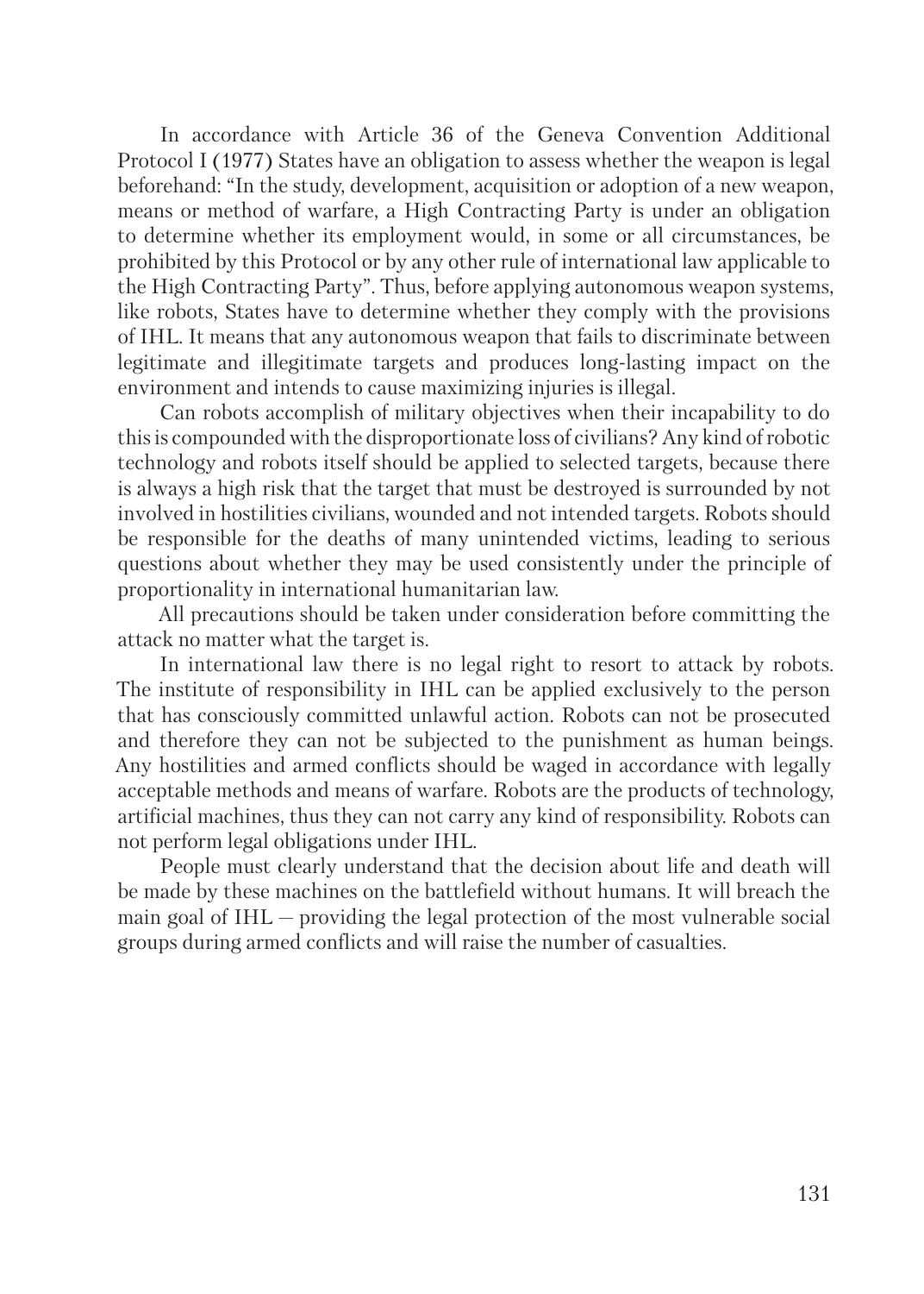In accordance with Article 36 of the Geneva Convention Additional Protocol I (1977) States have an obligation to assess whether the weapon is legal beforehand: "In the study, development, acquisition or adoption of a new weapon, means or method of warfare, a High Contracting Party is under an obligation to determine whether its employment would, in some or all circumstances, be prohibited by this Protocol or by any other rule of international law applicable to the High Contracting Party". Thus, before applying autonomous weapon systems, like robots, States have to determine whether they comply with the provisions of IHL. It means that any autonomous weapon that fails to discriminate between legitimate and illegitimate targets and produces long-lasting impact on the environment and intends to cause maximizing injuries is illegal.

Can robots accomplish of military objectives when their incapability to do this is compounded with the disproportionate loss of civilians? Any kind of robotic technology and robots itself should be applied to selected targets, because there is always a high risk that the target that must be destroyed is surrounded by not involved in hostilities civilians, wounded and not intended targets. Robots should be responsible for the deaths of many unintended victims, leading to serious questions about whether they may be used consistently under the principle of proportionality in international humanitarian law.

All precautions should be taken under consideration before committing the attack no matter what the target is.

In international law there is no legal right to resort to attack by robots. The institute of responsibility in IHL can be applied exclusively to the person that has consciously committed unlawful action. Robots can not be prosecuted and therefore they can not be subjected to the punishment as human beings. Any hostilities and armed conflicts should be waged in accordance with legally acceptable methods and means of warfare. Robots are the products of technology, artificial machines, thus they can not carry any kind of responsibility. Robots can not perform legal obligations under IHL.

People must clearly understand that the decision about life and death will be made by these machines on the battlefield without humans. It will breach the main goal of IHL – providing the legal protection of the most vulnerable social groups during armed conflicts and will raise the number of casualties.